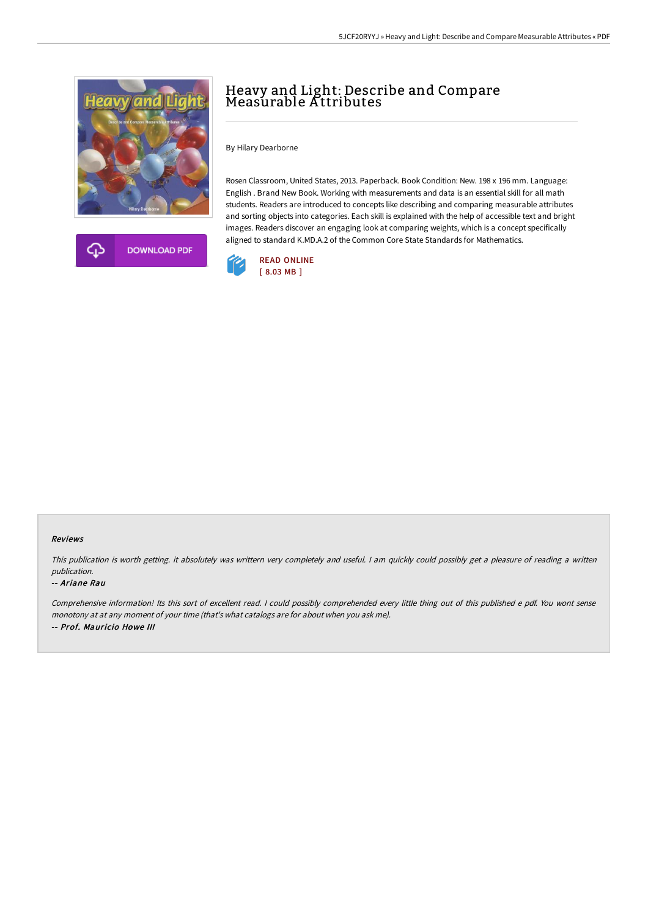# Heavy and Light: Describe and Compare Measurable Attributes

By Hilary Dearborne

Rosen Classroom, United States, 2013. Paperback. Book Condition: New. 198 x 196 mm. Language: English . Brand New Book. Working with measurements and data is an essential skill for all math students. Readers are introduced to concepts like describing and comparing measurable attributes and sorting objects into categories. Each skill is explained with the help of accessible text and bright images. Readers discover an engaging look at comparing weights, which is a concept specifically aligned to standard K.MD.A.2 of the Common Core State Standards for Mathematics.

DOWNLOAD PDF

READ ONLINE
[ 8.03 MB ]

### Reviews

*This publication is worth getting. it absolutely was writtern very completely and useful. I am quickly could possibly get a pleasure of reading a written publication.*

-- ***Ariane Rau***

*Comprehensive information! Its this sort of excellent read. I could possibly comprehended every little thing out of this published e pdf. You wont sense monotony at at any moment of your time (that's what catalogs are for about when you ask me).*

-- ***Prof. Mauricio Howe III***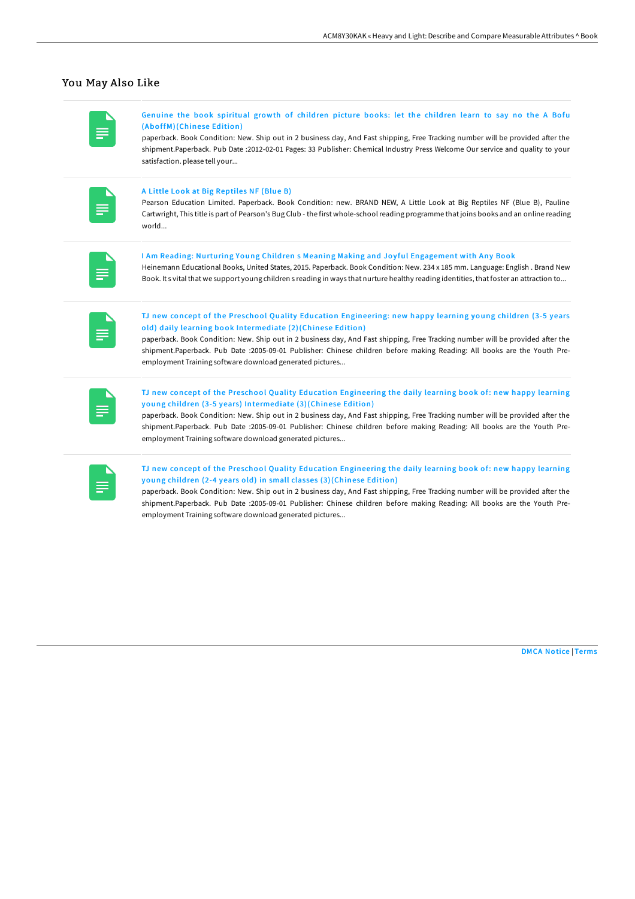## You May Also Like

**Genuine the book spiritual growth of children picture books: let the children learn to say no the A Bofu (AboffM)(Chinese Edition)**

paperback. Book Condition: New. Ship out in 2 business day, And Fast shipping, Free Tracking number will be provided after the shipment.Paperback. Pub Date :2012-02-01 Pages: 33 Publisher: Chemical Industry Press Welcome Our service and quality to your satisfaction. please tell your...

**A Little Look at Big Reptiles NF (Blue B)**

Pearson Education Limited. Paperback. Book Condition: new. BRAND NEW, A Little Look at Big Reptiles NF (Blue B), Pauline Cartwright, This title is part of Pearson's Bug Club - the first whole-school reading programme that joins books and an online reading world...

**I Am Reading: Nurturing Young Children s Meaning Making and Joyful Engagement with Any Book**

Heinemann Educational Books, United States, 2015. Paperback. Book Condition: New. 234 x 185 mm. Language: English . Brand New Book. It s vital that we support young children s reading in ways that nurture healthy reading identities, that foster an attraction to...

**TJ new concept of the Preschool Quality Education Engineering: new happy learning young children (3-5 years old) daily learning book Intermediate (2)(Chinese Edition)**

paperback. Book Condition: New. Ship out in 2 business day, And Fast shipping, Free Tracking number will be provided after the shipment.Paperback. Pub Date :2005-09-01 Publisher: Chinese children before making Reading: All books are the Youth Pre-employment Training software download generated pictures...

**TJ new concept of the Preschool Quality Education Engineering the daily learning book of: new happy learning young children (3-5 years) Intermediate (3)(Chinese Edition)**

paperback. Book Condition: New. Ship out in 2 business day, And Fast shipping, Free Tracking number will be provided after the shipment.Paperback. Pub Date :2005-09-01 Publisher: Chinese children before making Reading: All books are the Youth Pre-employment Training software download generated pictures...

**TJ new concept of the Preschool Quality Education Engineering the daily learning book of: new happy learning young children (2-4 years old) in small classes (3)(Chinese Edition)**

paperback. Book Condition: New. Ship out in 2 business day, And Fast shipping, Free Tracking number will be provided after the shipment.Paperback. Pub Date :2005-09-01 Publisher: Chinese children before making Reading: All books are the Youth Pre-employment Training software download generated pictures...